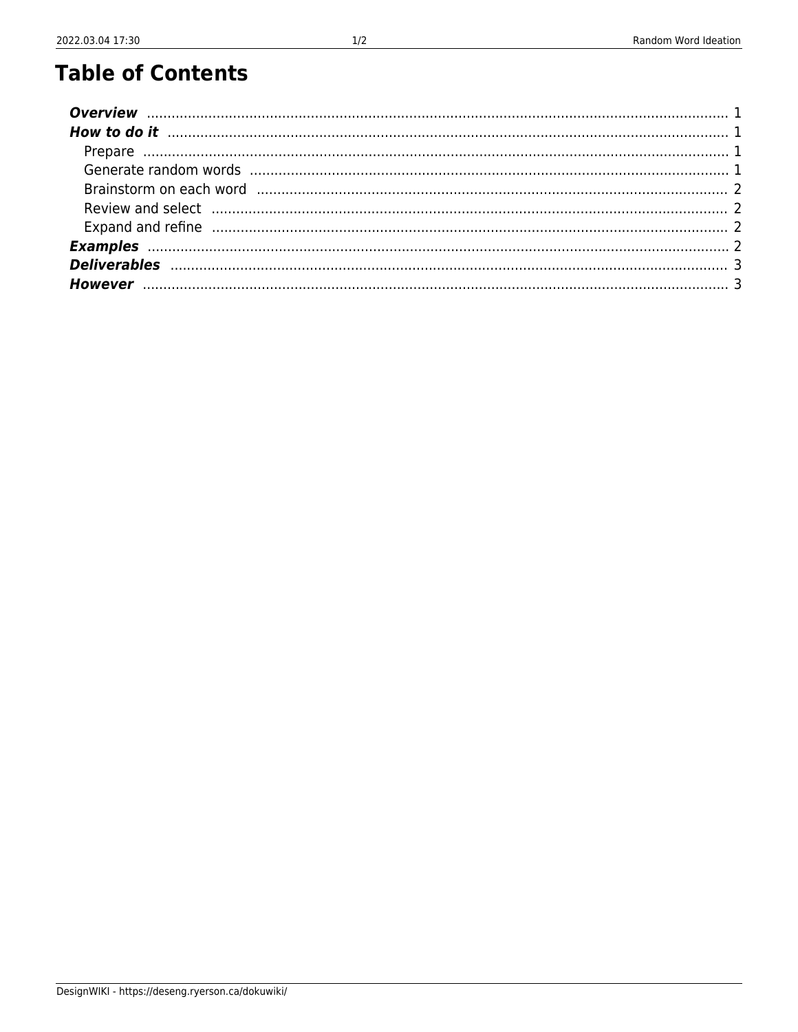# Table of Contents

- ***Overview*** ..... 1
- ***How to do it*** ..... 1
  - Prepare ..... 1
  - Generate random words ..... 1
  - Brainstorm on each word ..... 2
  - Review and select ..... 2
  - Expand and refine ..... 2
- ***Examples*** ..... 2
- ***Deliverables*** ..... 3
- ***However*** ..... 3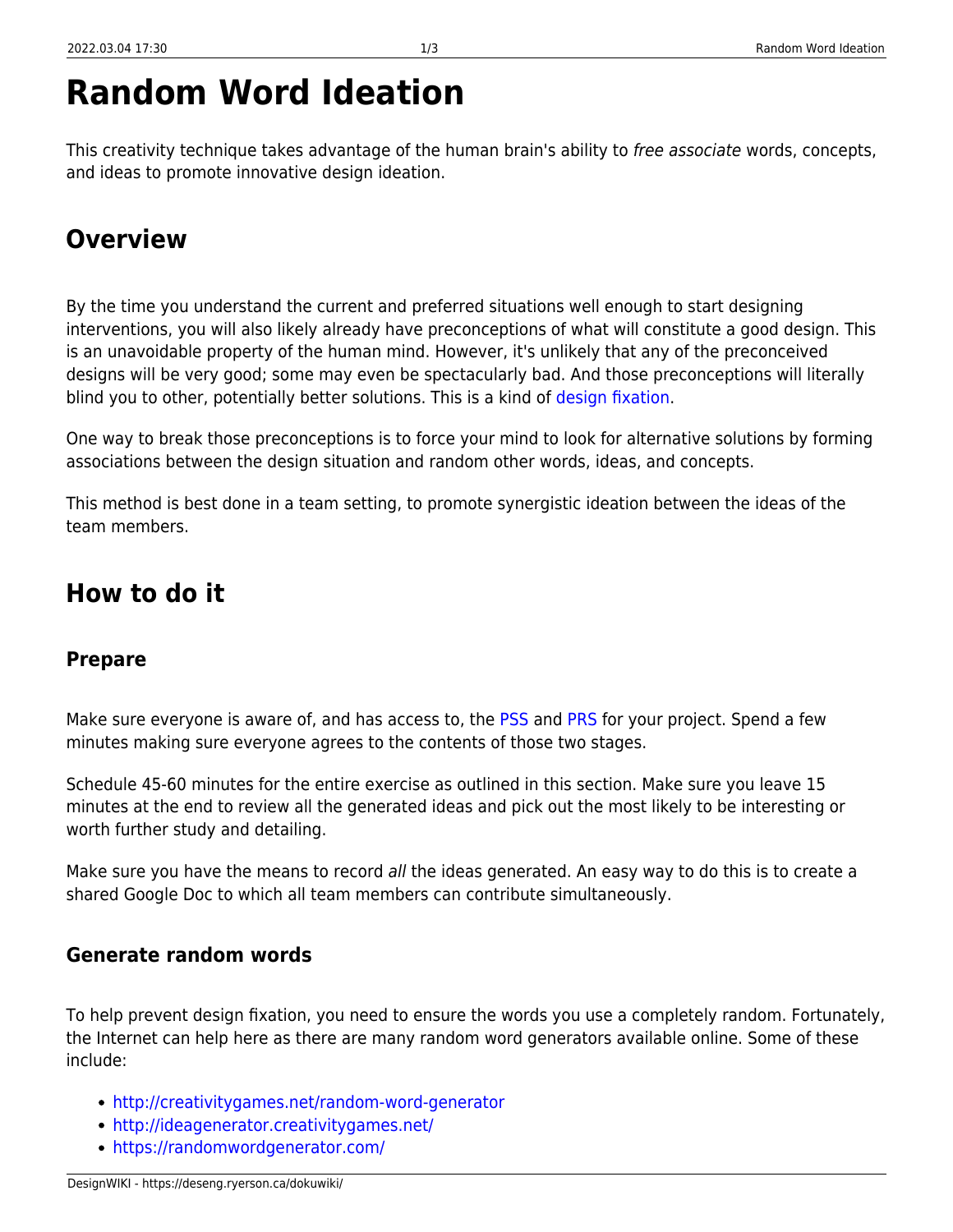# Random Word Ideation

This creativity technique takes advantage of the human brain's ability to *free associate* words, concepts, and ideas to promote innovative design ideation.

## Overview

By the time you understand the current and preferred situations well enough to start designing interventions, you will also likely already have preconceptions of what will constitute a good design. This is an unavoidable property of the human mind. However, it's unlikely that any of the preconceived designs will be very good; some may even be spectacularly bad. And those preconceptions will literally blind you to other, potentially better solutions. This is a kind of design fixation.

One way to break those preconceptions is to force your mind to look for alternative solutions by forming associations between the design situation and random other words, ideas, and concepts.

This method is best done in a team setting, to promote synergistic ideation between the ideas of the team members.

## How to do it

### Prepare

Make sure everyone is aware of, and has access to, the PSS and PRS for your project. Spend a few minutes making sure everyone agrees to the contents of those two stages.

Schedule 45-60 minutes for the entire exercise as outlined in this section. Make sure you leave 15 minutes at the end to review all the generated ideas and pick out the most likely to be interesting or worth further study and detailing.

Make sure you have the means to record *all* the ideas generated. An easy way to do this is to create a shared Google Doc to which all team members can contribute simultaneously.

### Generate random words

To help prevent design fixation, you need to ensure the words you use a completely random. Fortunately, the Internet can help here as there are many random word generators available online. Some of these include:

- http://creativitygames.net/random-word-generator
- http://ideagenerator.creativitygames.net/
- https://randomwordgenerator.com/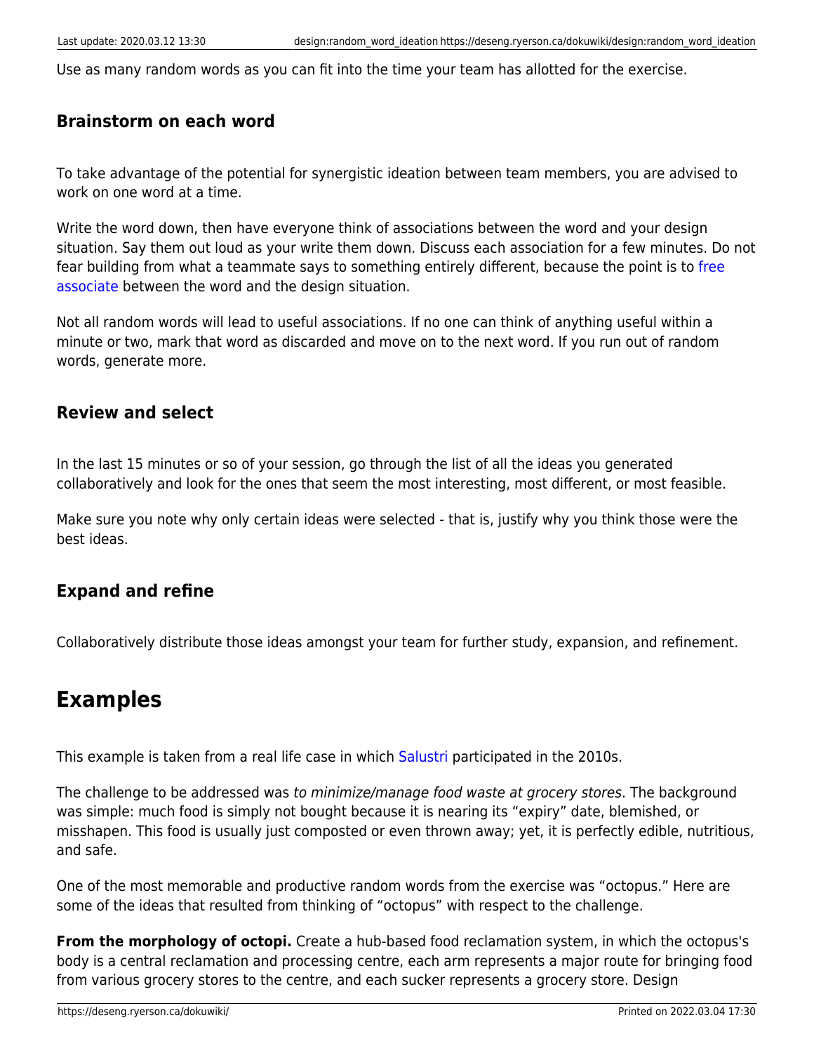Use as many random words as you can fit into the time your team has allotted for the exercise.

### Brainstorm on each word

To take advantage of the potential for synergistic ideation between team members, you are advised to work on one word at a time.

Write the word down, then have everyone think of associations between the word and your design situation. Say them out loud as your write them down. Discuss each association for a few minutes. Do not fear building from what a teammate says to something entirely different, because the point is to free associate between the word and the design situation.

Not all random words will lead to useful associations. If no one can think of anything useful within a minute or two, mark that word as discarded and move on to the next word. If you run out of random words, generate more.

### Review and select

In the last 15 minutes or so of your session, go through the list of all the ideas you generated collaboratively and look for the ones that seem the most interesting, most different, or most feasible.

Make sure you note why only certain ideas were selected - that is, justify why you think those were the best ideas.

### Expand and refine

Collaboratively distribute those ideas amongst your team for further study, expansion, and refinement.

## Examples

This example is taken from a real life case in which Salustri participated in the 2010s.

The challenge to be addressed was *to minimize/manage food waste at grocery stores*. The background was simple: much food is simply not bought because it is nearing its "expiry" date, blemished, or misshapen. This food is usually just composted or even thrown away; yet, it is perfectly edible, nutritious, and safe.

One of the most memorable and productive random words from the exercise was "octopus." Here are some of the ideas that resulted from thinking of "octopus" with respect to the challenge.

**From the morphology of octopi.** Create a hub-based food reclamation system, in which the octopus's body is a central reclamation and processing centre, each arm represents a major route for bringing food from various grocery stores to the centre, and each sucker represents a grocery store. Design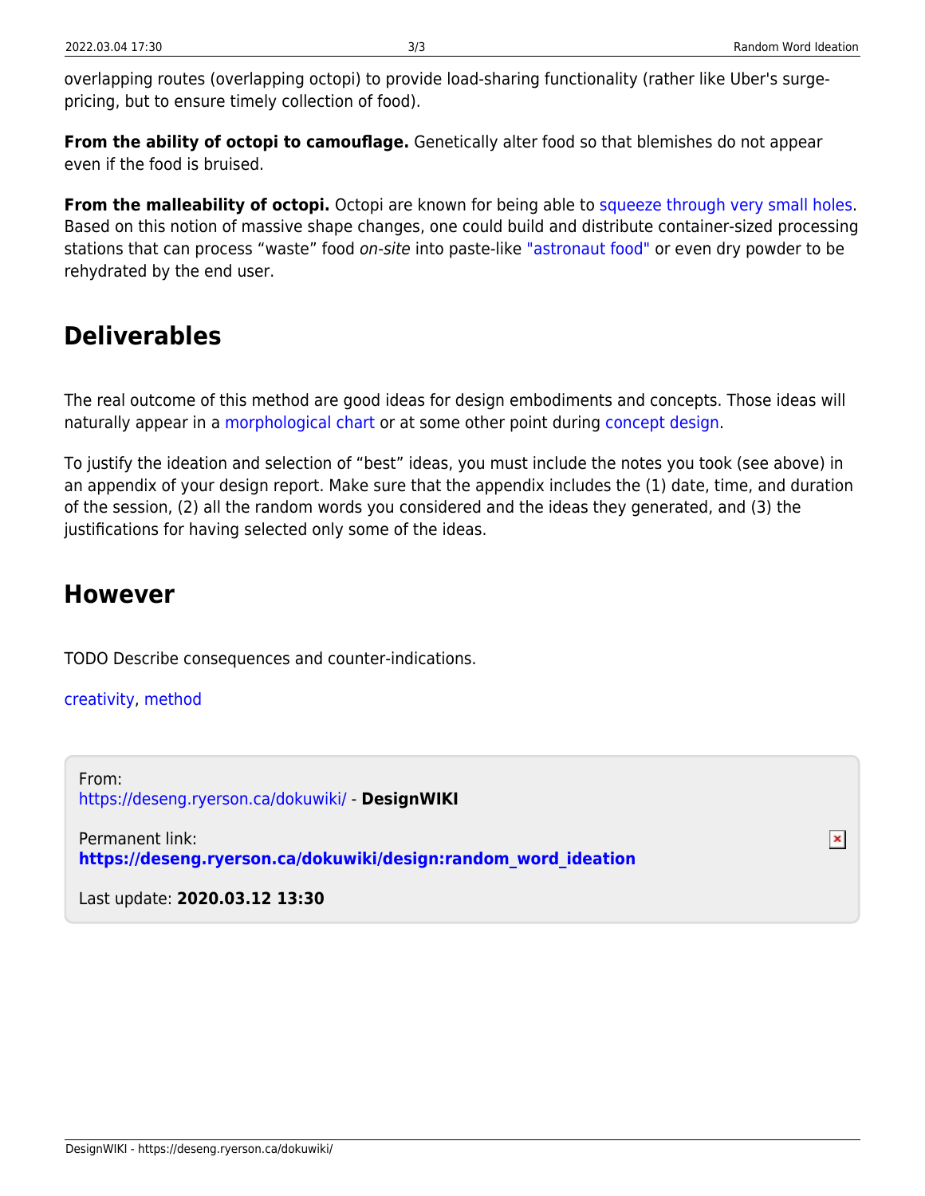overlapping routes (overlapping octopi) to provide load-sharing functionality (rather like Uber's surge-pricing, but to ensure timely collection of food).

**From the ability of octopi to camouflage.** Genetically alter food so that blemishes do not appear even if the food is bruised.

**From the malleability of octopi.** Octopi are known for being able to squeeze through very small holes. Based on this notion of massive shape changes, one could build and distribute container-sized processing stations that can process “waste” food *on-site* into paste-like "astronaut food" or even dry powder to be rehydrated by the end user.

## Deliverables

The real outcome of this method are good ideas for design embodiments and concepts. Those ideas will naturally appear in a morphological chart or at some other point during concept design.

To justify the ideation and selection of “best” ideas, you must include the notes you took (see above) in an appendix of your design report. Make sure that the appendix includes the (1) date, time, and duration of the session, (2) all the random words you considered and the ideas they generated, and (3) the justifications for having selected only some of the ideas.

## However

TODO Describe consequences and counter-indications.

creativity, method

From:
https://deseng.ryerson.ca/dokuwiki/ - **DesignWIKI**

Permanent link:
**https://deseng.ryerson.ca/dokuwiki/design:random_word_ideation**

Last update: **2020.03.12 13:30**